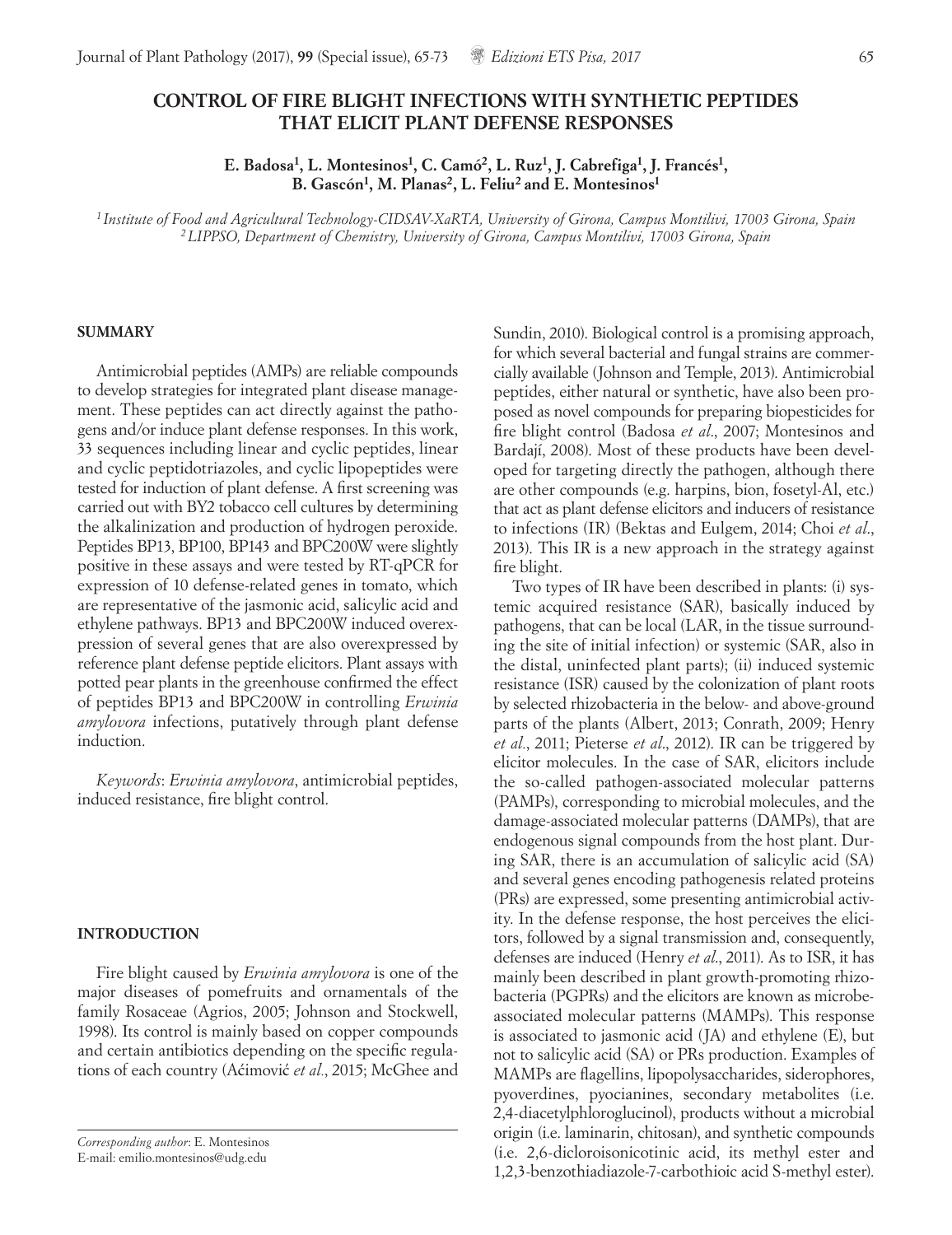# CONTROL OF FIRE BLIGHT INFECTIONS WITH SYNTHETIC PEPTIDES THAT ELICIT PLANT DEFENSE RESPONSES

**E. Badosa[1], L. Montesinos[1], C. Camó[2], L. Ruz[1], J. Cabrefiga[1], J. Francés[1], B. Gascón[1], M. Planas[2], L. Feliu[2] and E. Montesinos[1]**

*[1] Institute of Food and Agricultural Technology-CIDSAV-XaRTA, University of Girona, Campus Montilivi, 17003 Girona, Spain*
*[2] LIPPSO, Department of Chemistry, University of Girona, Campus Montilivi, 17003 Girona, Spain*

## SUMMARY

Antimicrobial peptides (AMPs) are reliable compounds to develop strategies for integrated plant disease management. These peptides can act directly against the pathogens and/or induce plant defense responses. In this work, 33 sequences including linear and cyclic peptides, linear and cyclic peptidotriazoles, and cyclic lipopeptides were tested for induction of plant defense. A first screening was carried out with BY2 tobacco cell cultures by determining the alkalinization and production of hydrogen peroxide. Peptides BP13, BP100, BP143 and BPC200W were slightly positive in these assays and were tested by RT-qPCR for expression of 10 defense-related genes in tomato, which are representative of the jasmonic acid, salicylic acid and ethylene pathways. BP13 and BPC200W induced overexpression of several genes that are also overexpressed by reference plant defense peptide elicitors. Plant assays with potted pear plants in the greenhouse confirmed the effect of peptides BP13 and BPC200W in controlling *Erwinia amylovora* infections, putatively through plant defense induction.

*Keywords*: *Erwinia amylovora*, antimicrobial peptides, induced resistance, fire blight control.

## INTRODUCTION

Fire blight caused by *Erwinia amylovora* is one of the major diseases of pomefruits and ornamentals of the family Rosaceae (Agrios, 2005; Johnson and Stockwell, 1998). Its control is mainly based on copper compounds and certain antibiotics depending on the specific regulations of each country (Aćimović *et al*., 2015; McGhee and Sundin, 2010). Biological control is a promising approach, for which several bacterial and fungal strains are commercially available (Johnson and Temple, 2013). Antimicrobial peptides, either natural or synthetic, have also been proposed as novel compounds for preparing biopesticides for fire blight control (Badosa *et al*., 2007; Montesinos and Bardají, 2008). Most of these products have been developed for targeting directly the pathogen, although there are other compounds (e.g. harpins, bion, fosetyl-Al, etc.) that act as plant defense elicitors and inducers of resistance to infections (IR) (Bektas and Eulgem, 2014; Choi *et al*., 2013). This IR is a new approach in the strategy against fire blight.

Two types of IR have been described in plants: (i) systemic acquired resistance (SAR), basically induced by pathogens, that can be local (LAR, in the tissue surrounding the site of initial infection) or systemic (SAR, also in the distal, uninfected plant parts); (ii) induced systemic resistance (ISR) caused by the colonization of plant roots by selected rhizobacteria in the below- and above-ground parts of the plants (Albert, 2013; Conrath, 2009; Henry *et al*., 2011; Pieterse *et al*., 2012). IR can be triggered by elicitor molecules. In the case of SAR, elicitors include the so-called pathogen-associated molecular patterns (PAMPs), corresponding to microbial molecules, and the damage-associated molecular patterns (DAMPs), that are endogenous signal compounds from the host plant. During SAR, there is an accumulation of salicylic acid (SA) and several genes encoding pathogenesis related proteins (PRs) are expressed, some presenting antimicrobial activity. In the defense response, the host perceives the elicitors, followed by a signal transmission and, consequently, defenses are induced (Henry *et al*., 2011). As to ISR, it has mainly been described in plant growth-promoting rhizobacteria (PGPRs) and the elicitors are known as microbe-associated molecular patterns (MAMPs). This response is associated to jasmonic acid (JA) and ethylene (E), but not to salicylic acid (SA) or PRs production. Examples of MAMPs are flagellins, lipopolysaccharides, siderophores, pyoverdines, pyocianines, secondary metabolites (i.e. 2,4-diacetylphloroglucinol), products without a microbial origin (i.e. laminarin, chitosan), and synthetic compounds (i.e. 2,6-dicloroisonicotinic acid, its methyl ester and 1,2,3-benzothiadiazole-7-carbothioic acid S-methyl ester).

*Corresponding author*: E. Montesinos
E-mail: emilio.montesinos@udg.edu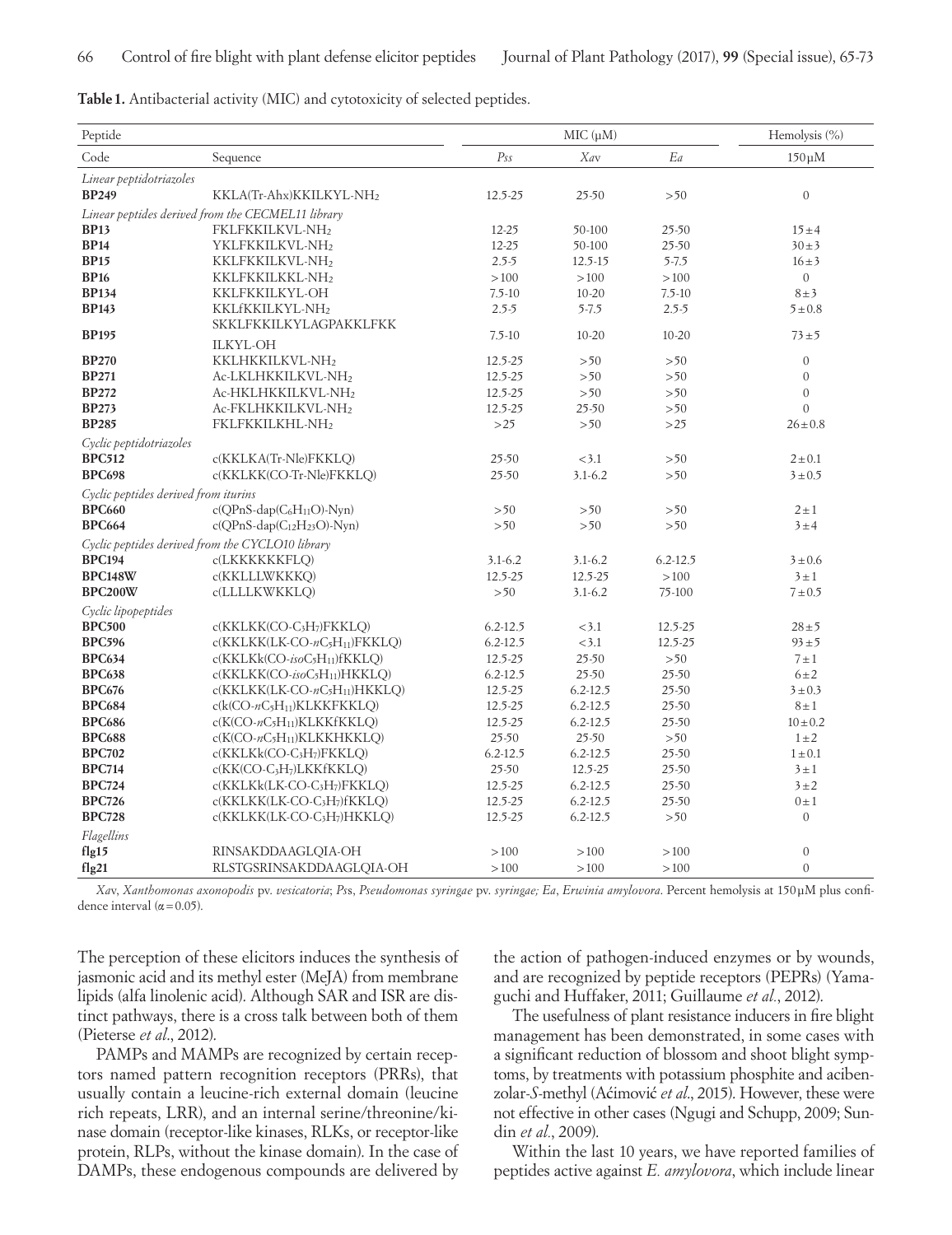**Table 1.** Antibacterial activity (MIC) and cytotoxicity of selected peptides.

| Peptide | | MIC (µM) | | | Hemolysis (%) |
|---|---|---|---|---|---|
| Code | Sequence | *Pss* | *Xav* | *Ea* | 150 µM |
| *Linear peptidotriazoles* | | | | | |
| **BP249** | KKLA(Tr-Ahx)KKILKYL-$NH_2$ | 12.5-25 | 25-50 | >50 | 0 |
| *Linear peptides derived from the CECMEL11 library* | | | | | |
| **BP13** | FKLFKKILKVL-$NH_2$ | 12-25 | 50-100 | 25-50 | 15 ± 4 |
| **BP14** | YKLFKKILKVL-$NH_2$ | 12-25 | 50-100 | 25-50 | 30 ± 3 |
| **BP15** | KKLFKKILKVL-$NH_2$ | 2.5-5 | 12.5-15 | 5-7.5 | 16 ± 3 |
| **BP16** | KKLFKKILKKL-$NH_2$ | >100 | >100 | >100 | 0 |
| **BP134** | KKLFKKILKYL-OH | 7.5-10 | 10-20 | 7.5-10 | 8 ± 3 |
| **BP143** | KKLfKKILKYL-$NH_2$ | 2.5-5 | 5-7.5 | 2.5-5 | 5 ± 0.8 |
| **BP195** | SKKLFKKILKYLAGPAKKLFKK ILKYL-OH | 7.5-10 | 10-20 | 10-20 | 73 ± 5 |
| **BP270** | KKLHKKILKVL-$NH_2$ | 12.5-25 | >50 | >50 | 0 |
| **BP271** | Ac-LKLHKKILKVL-$NH_2$ | 12.5-25 | >50 | >50 | 0 |
| **BP272** | Ac-HKLHKKILKVL-$NH_2$ | 12.5-25 | >50 | >50 | 0 |
| **BP273** | Ac-FKLHKKILKVL-$NH_2$ | 12.5-25 | 25-50 | >50 | 0 |
| **BP285** | FKLFKKILKHL-$NH_2$ | >25 | >50 | >25 | 26 ± 0.8 |
| *Cyclic peptidotriazoles* | | | | | |
| **BPC512** | c(KKLKA(Tr-Nle)FKKLQ) | 25-50 | <3.1 | >50 | 2 ± 0.1 |
| **BPC698** | c(KKLKK(CO-Tr-Nle)FKKLQ) | 25-50 | 3.1-6.2 | >50 | 3 ± 0.5 |
| *Cyclic peptides derived from iturins* | | | | | |
| **BPC660** | c(QPnS-dap($C_6H_{11}O$)-Nyn) | >50 | >50 | >50 | 2 ± 1 |
| **BPC664** | c(QPnS-dap($C_{12}H_{23}O$)-Nyn) | >50 | >50 | >50 | 3 ± 4 |
| *Cyclic peptides derived from the CYCLO10 library* | | | | | |
| **BPC194** | c(LKKKKKKFLQ) | 3.1-6.2 | 3.1-6.2 | 6.2-12.5 | 3 ± 0.6 |
| **BPC148W** | c(KKLLLWKKKQ) | 12.5-25 | 12.5-25 | >100 | 3 ± 1 |
| **BPC200W** | c(LLLLKWKKLQ) | >50 | 3.1-6.2 | 75-100 | 7 ± 0.5 |
| *Cyclic lipopeptides* | | | | | |
| **BPC500** | c(KKLKK(CO-$C_3H_7$)FKKLQ) | 6.2-12.5 | <3.1 | 12.5-25 | 28 ± 5 |
| **BPC596** | c(KKLKK(LK-CO-*n*$C_5H_{11}$)FKKLQ) | 6.2-12.5 | <3.1 | 12.5-25 | 93 ± 5 |
| **BPC634** | c(KKLKk(CO-*iso*$C_5H_{11}$)fKKLQ) | 12.5-25 | 25-50 | >50 | 7 ± 1 |
| **BPC638** | c(KKLKK(CO-*iso*$C_5H_{11}$)HKKLQ) | 6.2-12.5 | 25-50 | 25-50 | 6 ± 2 |
| **BPC676** | c(KKLKK(LK-CO-*n*$C_5H_{11}$)HKKLQ) | 12.5-25 | 6.2-12.5 | 25-50 | 3 ± 0.3 |
| **BPC684** | c(k(CO-*n*$C_5H_{11}$)KLKKFKKLQ) | 12.5-25 | 6.2-12.5 | 25-50 | 8 ± 1 |
| **BPC686** | c(K(CO-*n*$C_5H_{11}$)KLKKfKKLQ) | 12.5-25 | 6.2-12.5 | 25-50 | 10 ± 0.2 |
| **BPC688** | c(K(CO-*n*$C_5H_{11}$)KLKKHKKLQ) | 25-50 | 25-50 | >50 | 1 ± 2 |
| **BPC702** | c(KKLKk(CO-$C_3H_7$)FKKLQ) | 6.2-12.5 | 6.2-12.5 | 25-50 | 1 ± 0.1 |
| **BPC714** | c(KK(CO-$C_3H_7$)LKKfKKLQ) | 25-50 | 12.5-25 | 25-50 | 3 ± 1 |
| **BPC724** | c(KKLKk(LK-CO-$C_3H_7$)FKKLQ) | 12.5-25 | 6.2-12.5 | 25-50 | 3 ± 2 |
| **BPC726** | c(KKLKK(LK-CO-$C_3H_7$)fKKLQ) | 12.5-25 | 6.2-12.5 | 25-50 | 0 ± 1 |
| **BPC728** | c(KKLKK(LK-CO-$C_3H_7$)HKKLQ) | 12.5-25 | 6.2-12.5 | >50 | 0 |
| *Flagellins* | | | | | |
| **flg15** | RINSAKDDAAGLQIA-OH | >100 | >100 | >100 | 0 |
| **flg21** | RLSTGSRINSAKDDAAGLQIA-OH | >100 | >100 | >100 | 0 |

*Xav*, *Xanthomonas axonopodis* pv. *vesicatoria*; *Pss*, *Pseudomonas syringae* pv. *syringae; Ea*, *Erwinia amylovora*. Percent hemolysis at 150 µM plus confidence interval ($\alpha = 0.05$).

The perception of these elicitors induces the synthesis of jasmonic acid and its methyl ester (MeJA) from membrane lipids (alfa linolenic acid). Although SAR and ISR are distinct pathways, there is a cross talk between both of them (Pieterse *et al.*, 2012).

PAMPs and MAMPs are recognized by certain receptors named pattern recognition receptors (PRRs), that usually contain a leucine-rich external domain (leucine rich repeats, LRR), and an internal serine/threonine/kinase domain (receptor-like kinases, RLKs, or receptor-like protein, RLPs, without the kinase domain). In the case of DAMPs, these endogenous compounds are delivered by the action of pathogen-induced enzymes or by wounds, and are recognized by peptide receptors (PEPRs) (Yamaguchi and Huffaker, 2011; Guillaume *et al.*, 2012).

The usefulness of plant resistance inducers in fire blight management has been demonstrated, in some cases with a significant reduction of blossom and shoot blight symptoms, by treatments with potassium phosphite and acibenzolar-*S*-methyl (Aćimović *et al*., 2015). However, these were not effective in other cases (Ngugi and Schupp, 2009; Sundin *et al.*, 2009).

Within the last 10 years, we have reported families of peptides active against *E. amylovora*, which include linear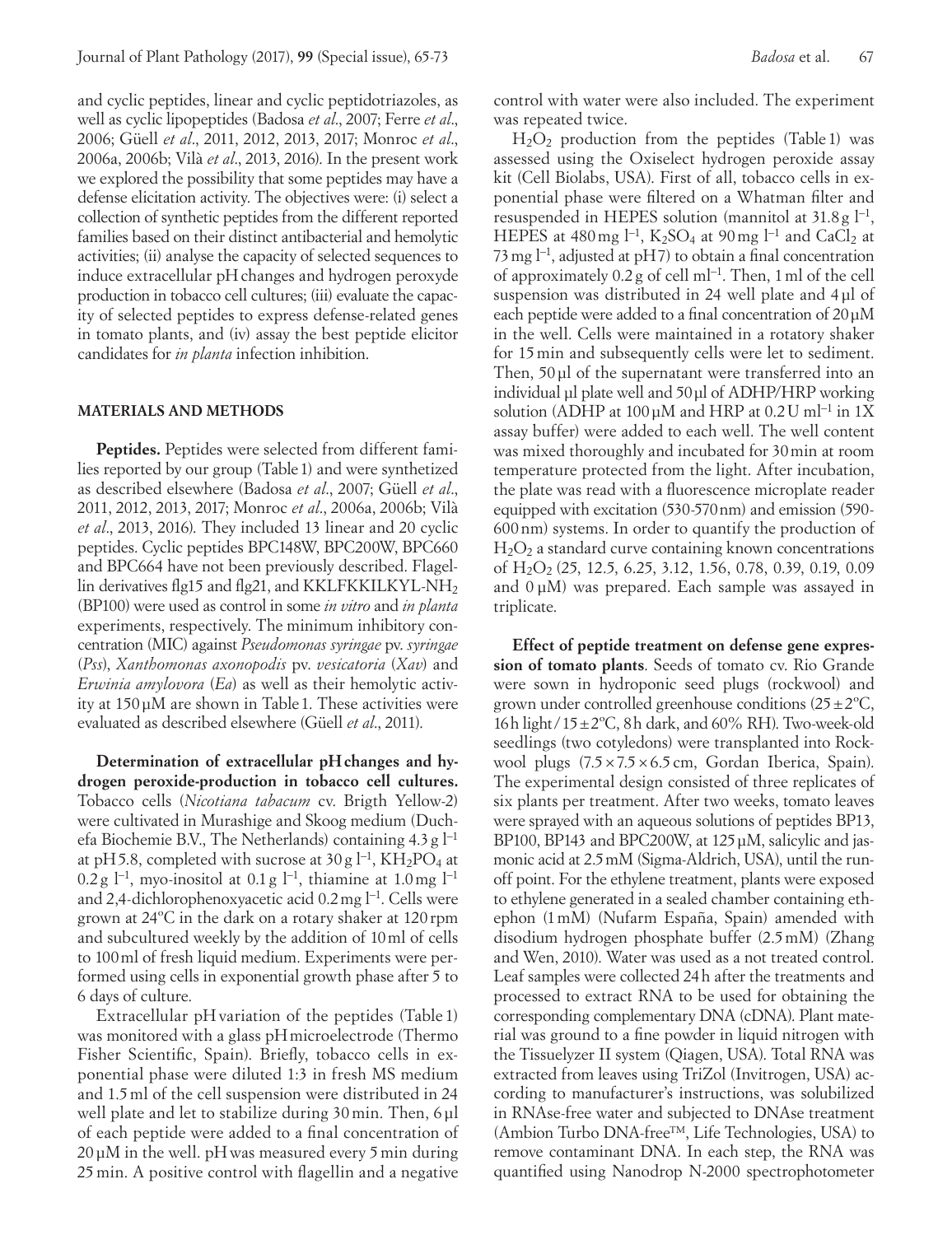and cyclic peptides, linear and cyclic peptidotriazoles, as well as cyclic lipopeptides (Badosa *et al*., 2007; Ferre *et al*., 2006; Güell *et al*., 2011, 2012, 2013, 2017; Monroc *et al*., 2006a, 2006b; Vilà *et al*., 2013, 2016). In the present work we explored the possibility that some peptides may have a defense elicitation activity. The objectives were: (i) select a collection of synthetic peptides from the different reported families based on their distinct antibacterial and hemolytic activities; (ii) analyse the capacity of selected sequences to induce extracellular pH changes and hydrogen peroxyde production in tobacco cell cultures; (iii) evaluate the capacity of selected peptides to express defense-related genes in tomato plants, and (iv) assay the best peptide elicitor candidates for *in planta* infection inhibition.

## MATERIALS AND METHODS

**Peptides.** Peptides were selected from different families reported by our group (Table 1) and were synthetized as described elsewhere (Badosa *et al*., 2007; Güell *et al*., 2011, 2012, 2013, 2017; Monroc *et al*., 2006a, 2006b; Vilà *et al*., 2013, 2016). They included 13 linear and 20 cyclic peptides. Cyclic peptides BPC148W, BPC200W, BPC660 and BPC664 have not been previously described. Flagellin derivatives flg15 and flg21, and KKLFKKILKYL-$NH_2$ (BP100) were used as control in some *in vitro* and *in planta* experiments, respectively. The minimum inhibitory concentration (MIC) against *Pseudomonas syringae* pv. *syringae* (*Pss*), *Xanthomonas axonopodis* pv. *vesicatoria* (*Xav*) and *Erwinia amylovora* (*Ea*) as well as their hemolytic activity at 150 µM are shown in Table 1. These activities were evaluated as described elsewhere (Güell *et al*., 2011).

**Determination of extracellular pH changes and hydrogen peroxide-production in tobacco cell cultures.** Tobacco cells (*Nicotiana tabacum* cv. Brigth Yellow-2) were cultivated in Murashige and Skoog medium (Duchefa Biochemie B.V., The Netherlands) containing 4.3 g $l^{-1}$ at pH 5.8, completed with sucrose at 30 g $l^{-1}$, $KH_2PO_4$ at 0.2 g $l^{-1}$, myo-inositol at 0.1 g $l^{-1}$, thiamine at 1.0 mg $l^{-1}$ and 2,4-dichlorophenoxyacetic acid 0.2 mg $l^{-1}$. Cells were grown at 24ºC in the dark on a rotary shaker at 120 rpm and subcultured weekly by the addition of 10 ml of cells to 100 ml of fresh liquid medium. Experiments were performed using cells in exponential growth phase after 5 to 6 days of culture.

Extracellular pH variation of the peptides (Table 1) was monitored with a glass pH microelectrode (Thermo Fisher Scientific, Spain). Briefly, tobacco cells in exponential phase were diluted 1:3 in fresh MS medium and 1.5 ml of the cell suspension were distributed in 24 well plate and let to stabilize during 30 min. Then, 6 µl of each peptide were added to a final concentration of 20 µM in the well. pH was measured every 5 min during 25 min. A positive control with flagellin and a negative control with water were also included. The experiment was repeated twice.

$H_2O_2$ production from the peptides (Table 1) was assessed using the Oxiselect hydrogen peroxide assay kit (Cell Biolabs, USA). First of all, tobacco cells in exponential phase were filtered on a Whatman filter and resuspended in HEPES solution (mannitol at 31.8 g $l^{-1}$, HEPES at 480 mg $l^{-1}$, $K_2SO_4$ at 90 mg $l^{-1}$ and $CaCl_2$ at 73 mg $l^{-1}$, adjusted at pH 7) to obtain a final concentration of approximately 0.2 g of cell $ml^{-1}$. Then, 1 ml of the cell suspension was distributed in 24 well plate and 4 µl of each peptide were added to a final concentration of 20 µM in the well. Cells were maintained in a rotatory shaker for 15 min and subsequently cells were let to sediment. Then, 50 µl of the supernatant were transferred into an individual µl plate well and 50 µl of ADHP/HRP working solution (ADHP at 100 µM and HRP at 0.2 U $ml^{-1}$ in 1X assay buffer) were added to each well. The well content was mixed thoroughly and incubated for 30 min at room temperature protected from the light. After incubation, the plate was read with a fluorescence microplate reader equipped with excitation (530-570 nm) and emission (590-600 nm) systems. In order to quantify the production of $H_2O_2$ a standard curve containing known concentrations of $H_2O_2$ (25, 12.5, 6.25, 3.12, 1.56, 0.78, 0.39, 0.19, 0.09 and 0 µM) was prepared. Each sample was assayed in triplicate.

**Effect of peptide treatment on defense gene expression of tomato plants**. Seeds of tomato cv. Rio Grande were sown in hydroponic seed plugs (rockwool) and grown under controlled greenhouse conditions (25 ± 2ºC, 16 h light/15 ± 2ºC, 8 h dark, and 60% RH). Two-week-old seedlings (two cotyledons) were transplanted into Rockwool plugs (7.5 × 7.5 × 6.5 cm, Gordan Iberica, Spain). The experimental design consisted of three replicates of six plants per treatment. After two weeks, tomato leaves were sprayed with an aqueous solutions of peptides BP13, BP100, BP143 and BPC200W, at 125 µM, salicylic and jasmonic acid at 2.5 mM (Sigma-Aldrich, USA), until the run-off point. For the ethylene treatment, plants were exposed to ethylene generated in a sealed chamber containing ethephon (1 mM) (Nufarm España, Spain) amended with disodium hydrogen phosphate buffer (2.5 mM) (Zhang and Wen, 2010). Water was used as a not treated control. Leaf samples were collected 24 h after the treatments and processed to extract RNA to be used for obtaining the corresponding complementary DNA (cDNA). Plant material was ground to a fine powder in liquid nitrogen with the Tissuelyzer II system (Qiagen, USA). Total RNA was extracted from leaves using TriZol (Invitrogen, USA) according to manufacturer's instructions, was solubilized in RNAse-free water and subjected to DNAse treatment (Ambion Turbo DNA-free™, Life Technologies, USA) to remove contaminant DNA. In each step, the RNA was quantified using Nanodrop N-2000 spectrophotometer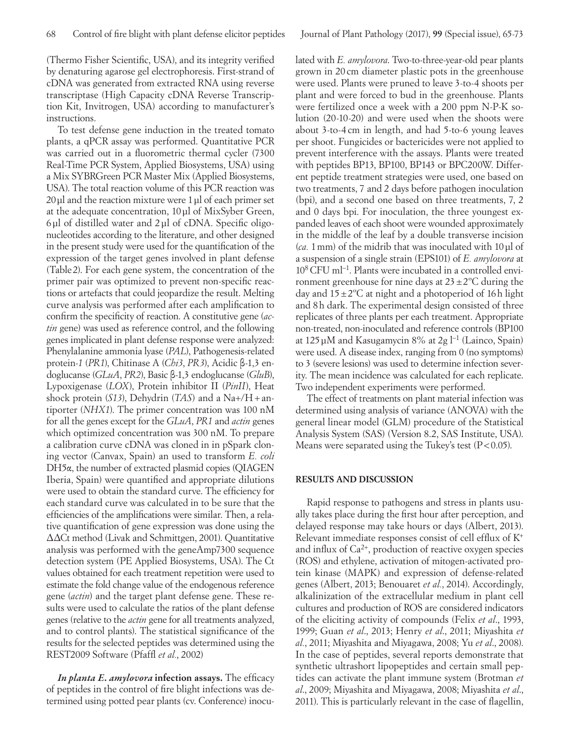(Thermo Fisher Scientific, USA), and its integrity verified by denaturing agarose gel electrophoresis. First-strand of cDNA was generated from extracted RNA using reverse transcriptase (High Capacity cDNA Reverse Transcription Kit, Invitrogen, USA) according to manufacturer's instructions.

To test defense gene induction in the treated tomato plants, a qPCR assay was performed. Quantitative PCR was carried out in a fluorometric thermal cycler (7300 Real-Time PCR System, Applied Biosystems, USA) using a Mix SYBRGreen PCR Master Mix (Applied Biosystems, USA). The total reaction volume of this PCR reaction was 20 µl and the reaction mixture were 1 µl of each primer set at the adequate concentration, 10 µl of MixSyber Green, 6 µl of distilled water and 2 µl of cDNA. Specific oligonucleotides according to the literature, and other designed in the present study were used for the quantification of the expression of the target genes involved in plant defense (Table 2). For each gene system, the concentration of the primer pair was optimized to prevent non-specific reactions or artefacts that could jeopardize the result. Melting curve analysis was performed after each amplification to confirm the specificity of reaction. A constitutive gene (*actin* gene) was used as reference control, and the following genes implicated in plant defense response were analyzed: Phenylalanine ammonia lyase (*PAL*), Pathogenesis-related protein-*1* (*PR1*), Chitinase A (*Chi3*, *PR3*), Acidic β-1,3 endoglucanse (*GLuA*, *PR2*), Basic β-1,3 endoglucanse (*GluB*), Lypoxigenase (*LOX*), Protein inhibitor II (*PinII*), Heat shock protein (*S13*), Dehydrin (*TAS*) and a Na+/H + antiporter (*NHX1*). The primer concentration was 100 nM for all the genes except for the *GLuA*, *PR1* and *actin* genes which optimized concentration was 300 nM. To prepare a calibration curve cDNA was cloned in in pSpark cloning vector (Canvax, Spain) an used to transform *E. coli* DH5α, the number of extracted plasmid copies (QIAGEN Iberia, Spain) were quantified and appropriate dilutions were used to obtain the standard curve. The efficiency for each standard curve was calculated in to be sure that the efficiencies of the amplifications were similar. Then, a relative quantification of gene expression was done using the ΔΔCt method (Livak and Schmittgen, 2001). Quantitative analysis was performed with the geneAmp7300 sequence detection system (PE Applied Biosystems, USA). The Ct values obtained for each treatment repetition were used to estimate the fold change value of the endogenous reference gene (*actin*) and the target plant defense gene. These results were used to calculate the ratios of the plant defense genes (relative to the *actin* gene for all treatments analyzed, and to control plants). The statistical significance of the results for the selected peptides was determined using the REST2009 Software (Pfaffl *et al.*, 2002)

***In planta E. amylovora* infection assays.** The efficacy of peptides in the control of fire blight infections was determined using potted pear plants (cv. Conference) inoculated with *E. amylovora*. Two-to-three-year-old pear plants grown in 20 cm diameter plastic pots in the greenhouse were used. Plants were pruned to leave 3-to-4 shoots per plant and were forced to bud in the greenhouse. Plants were fertilized once a week with a 200 ppm N-P-K solution (20-10-20) and were used when the shoots were about 3-to-4 cm in length, and had 5-to-6 young leaves per shoot. Fungicides or bactericides were not applied to prevent interference with the assays. Plants were treated with peptides BP13, BP100, BP143 or BPC200W. Different peptide treatment strategies were used, one based on two treatments, 7 and 2 days before pathogen inoculation (bpi), and a second one based on three treatments, 7, 2 and 0 days bpi. For inoculation, the three youngest expanded leaves of each shoot were wounded approximately in the middle of the leaf by a double transverse incision (*ca.* 1 mm) of the midrib that was inoculated with 10 µl of a suspension of a single strain (EPS101) of *E. amylovora* at $10^8$ CFU $ml^{-1}$. Plants were incubated in a controlled environment greenhouse for nine days at 23 ± 2°C during the day and 15 ± 2°C at night and a photoperiod of 16 h light and 8 h dark. The experimental design consisted of three replicates of three plants per each treatment. Appropriate non-treated, non-inoculated and reference controls (BP100 at 125 µM and Kasugamycin 8% at 2g $l^{-1}$ (Lainco, Spain) were used. A disease index, ranging from 0 (no symptoms) to 3 (severe lesions) was used to determine infection severity. The mean incidence was calculated for each replicate. Two independent experiments were performed.

The effect of treatments on plant material infection was determined using analysis of variance (ANOVA) with the general linear model (GLM) procedure of the Statistical Analysis System (SAS) (Version 8.2, SAS Institute, USA). Means were separated using the Tukey's test ($P < 0.05$).

## RESULTS AND DISCUSSION

Rapid response to pathogens and stress in plants usually takes place during the first hour after perception, and delayed response may take hours or days (Albert, 2013). Relevant immediate responses consist of cell efflux of $K^+$ and influx of $Ca^{2+}$, production of reactive oxygen species (ROS) and ethylene, activation of mitogen-activated protein kinase (MAPK) and expression of defense-related genes (Albert, 2013; Benouaret *et al.*, 2014). Accordingly, alkalinization of the extracellular medium in plant cell cultures and production of ROS are considered indicators of the eliciting activity of compounds (Felix *et al*., 1993, 1999; Guan *et al*., 2013; Henry *et al*., 2011; Miyashita *et al.*, 2011; Miyashita and Miyagawa, 2008; Yu *et al*., 2008). In the case of peptides, several reports demonstrate that synthetic ultrashort lipopeptides and certain small peptides can activate the plant immune system (Brotman *et al*., 2009; Miyashita and Miyagawa, 2008; Miyashita *et al*., 2011). This is particularly relevant in the case of flagellin,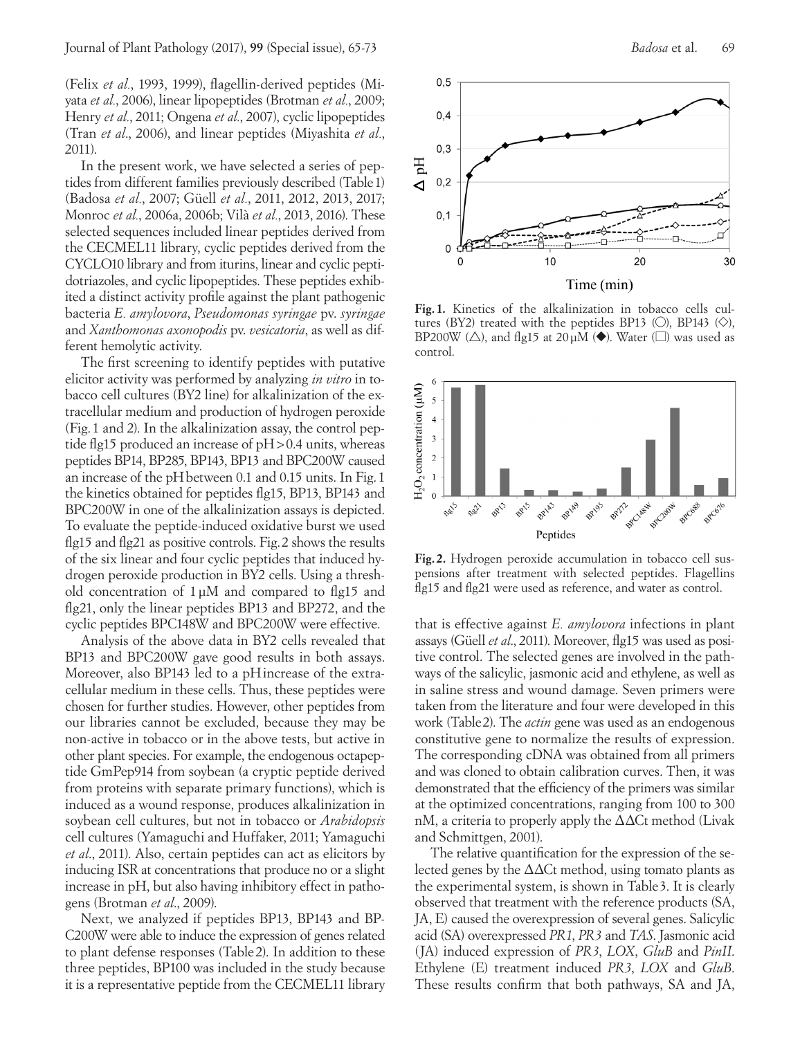(Felix *et al.*, 1993, 1999), flagellin-derived peptides (Miyata *et al.*, 2006), linear lipopeptides (Brotman *et al.*, 2009; Henry *et al.*, 2011; Ongena *et al.*, 2007), cyclic lipopeptides (Tran *et al.*, 2006), and linear peptides (Miyashita *et al.*, 2011).

In the present work, we have selected a series of peptides from different families previously described (Table 1) (Badosa *et al.*, 2007; Güell *et al.*, 2011, 2012, 2013, 2017; Monroc *et al.*, 2006a, 2006b; Vilà *et al.*, 2013, 2016). These selected sequences included linear peptides derived from the CECMEL11 library, cyclic peptides derived from the CYCLO10 library and from iturins, linear and cyclic peptidotriazoles, and cyclic lipopeptides. These peptides exhibited a distinct activity profile against the plant pathogenic bacteria *E. amylovora*, *Pseudomonas syringae* pv. *syringae* and *Xanthomonas axonopodis* pv. *vesicatoria*, as well as different hemolytic activity.

The first screening to identify peptides with putative elicitor activity was performed by analyzing *in vitro* in tobacco cell cultures (BY2 line) for alkalinization of the extracellular medium and production of hydrogen peroxide (Fig. 1 and 2). In the alkalinization assay, the control peptide flg15 produced an increase of pH > 0.4 units, whereas peptides BP14, BP285, BP143, BP13 and BPC200W caused an increase of the pH between 0.1 and 0.15 units. In Fig. 1 the kinetics obtained for peptides flg15, BP13, BP143 and BPC200W in one of the alkalinization assays is depicted. To evaluate the peptide-induced oxidative burst we used flg15 and flg21 as positive controls. Fig. 2 shows the results of the six linear and four cyclic peptides that induced hydrogen peroxide production in BY2 cells. Using a threshold concentration of 1 µM and compared to flg15 and flg21, only the linear peptides BP13 and BP272, and the cyclic peptides BPC148W and BPC200W were effective.

Analysis of the above data in BY2 cells revealed that BP13 and BPC200W gave good results in both assays. Moreover, also BP143 led to a pH increase of the extracellular medium in these cells. Thus, these peptides were chosen for further studies. However, other peptides from our libraries cannot be excluded, because they may be non-active in tobacco or in the above tests, but active in other plant species. For example, the endogenous octapeptide GmPep914 from soybean (a cryptic peptide derived from proteins with separate primary functions), which is induced as a wound response, produces alkalinization in soybean cell cultures, but not in tobacco or *Arabidopsis* cell cultures (Yamaguchi and Huffaker, 2011; Yamaguchi *et al.*, 2011). Also, certain peptides can act as elicitors by inducing ISR at concentrations that produce no or a slight increase in pH, but also having inhibitory effect in pathogens (Brotman *et al.*, 2009).

Next, we analyzed if peptides BP13, BP143 and BPC200W were able to induce the expression of genes related to plant defense responses (Table 2). In addition to these three peptides, BP100 was included in the study because it is a representative peptide from the CECMEL11 library that is effective against *E. amylovora* infections in plant assays (Güell *et al.*, 2011). Moreover, flg15 was used as positive control. The selected genes are involved in the pathways of the salicylic, jasmonic acid and ethylene, as well as in saline stress and wound damage. Seven primers were taken from the literature and four were developed in this work (Table 2). The *actin* gene was used as an endogenous constitutive gene to normalize the results of expression. The corresponding cDNA was obtained from all primers and was cloned to obtain calibration curves. Then, it was demonstrated that the efficiency of the primers was similar at the optimized concentrations, ranging from 100 to 300 nM, a criteria to properly apply the $\Delta\Delta$Ct method (Livak and Schmittgen, 2001).

The relative quantification for the expression of the selected genes by the $\Delta\Delta$Ct method, using tomato plants as the experimental system, is shown in Table 3. It is clearly observed that treatment with the reference products (SA, JA, E) caused the overexpression of several genes. Salicylic acid (SA) overexpressed *PR1*, *PR3* and *TAS*. Jasmonic acid (JA) induced expression of *PR3*, *LOX*, *GluB* and *PinII*. Ethylene (E) treatment induced *PR3*, *LOX* and *GluB*. These results confirm that both pathways, SA and JA,

**Fig. 1.** Kinetics of the alkalinization in tobacco cells cultures (BY2) treated with the peptides BP13 (○), BP143 (◇), BP200W (△), and flg15 at 20 µM (◆). Water (□) was used as control.

**Fig. 2.** Hydrogen peroxide accumulation in tobacco cell suspensions after treatment with selected peptides. Flagellins flg15 and flg21 were used as reference, and water as control.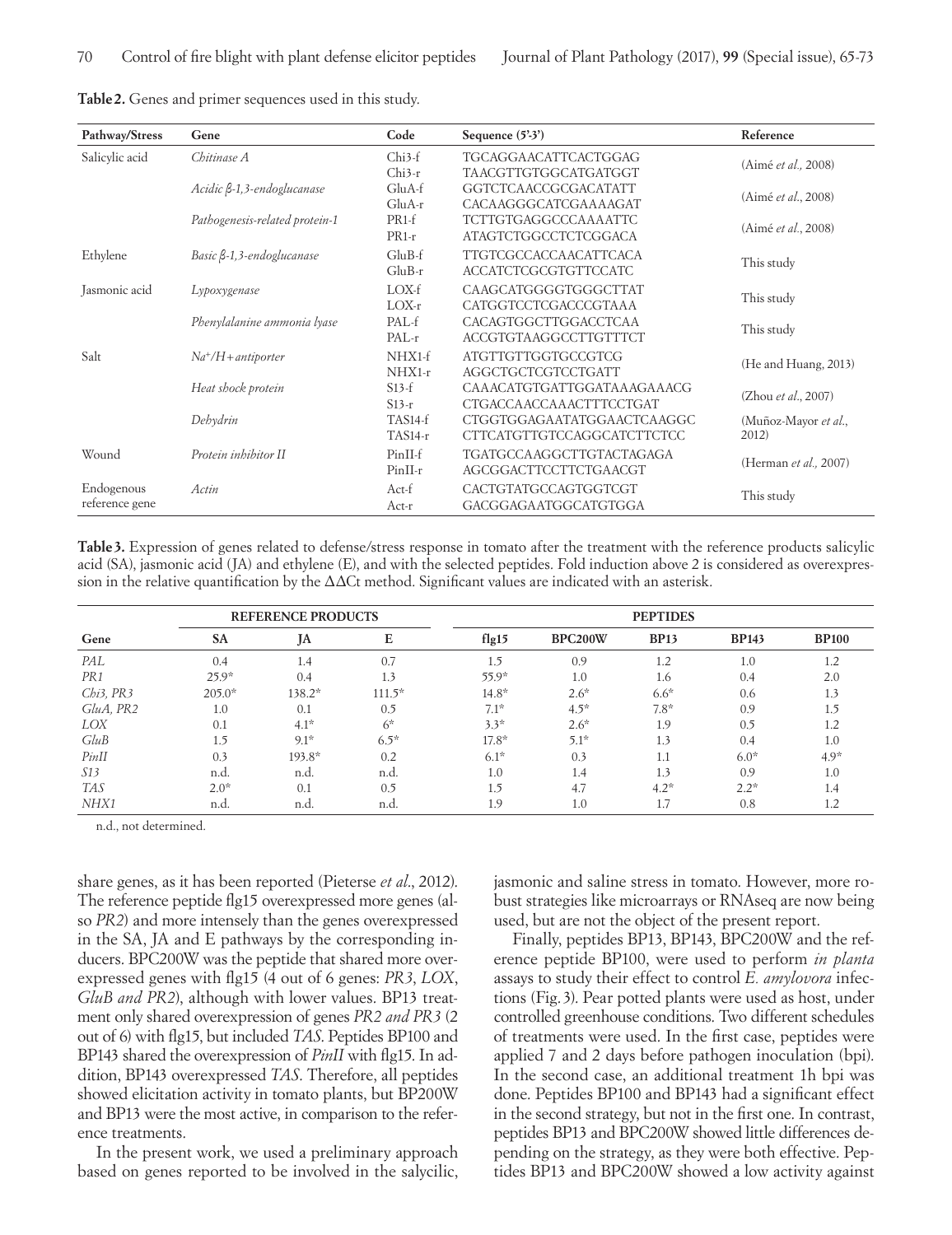**Table 2.** Genes and primer sequences used in this study.

| Pathway/Stress | Gene | Code | Sequence (5'-3') | Reference |
|---|---|---|---|---|
| Salicylic acid | *Chitinase A* | Chi3-f<br>Chi3-r | TGCAGGAACATTCACTGGAG<br>TAACGTTGTGGCATGATGGT | (Aimé *et al.,* 2008) |
| | *Acidic β-1,3-endoglucanase* | GluA-f<br>GluA-r | GGTCTCAACCGCGACATATT<br>CACAAGGGCATCGAAAAGAT | (Aimé *et al.*, 2008) |
| | *Pathogenesis-related protein-1* | PR1-f<br>PR1-r | TCTTGTGAGGCCCAAAATTC<br>ATAGTCTGGCCTCTCGGACA | (Aimé *et al.*, 2008) |
| Ethylene | *Basic β-1,3-endoglucanase* | GluB-f<br>GluB-r | TTGTCGCCACCAACATTCACA<br>ACCATCTCGCGTGTTCCATC | This study |
| Jasmonic acid | *Lypoxygenase* | LOX-f<br>LOX-r | CAAGCATGGGGTGGGCTTAT<br>CATGGTCCTCGACCCGTAAA | This study |
| | *Phenylalanine ammonia lyase* | PAL-f<br>PAL-r | CACAGTGGCTTGGACCTCAA<br>ACCGTGTAAGGCCTTGTTTCT | This study |
| Salt | *Na⁺/H+antiporter* | NHX1-f<br>NHX1-r | ATGTTGTTGGTGCCGTCG<br>AGGCTGCTCGTCCTGATT | (He and Huang, 2013) |
| | *Heat shock protein* | S13-f<br>S13-r | CAAACATGTGATTGGATAAAGAAACG<br>CTGACCAACCAAACTTTCCTGAT | (Zhou *et al.*, 2007) |
| | *Dehydrin* | TAS14-f<br>TAS14-r | CTGGTGGAGAATATGGAACTCAAGGC<br>CTTCATGTTGTCCAGGCATCTTCTCC | (Muñoz-Mayor *et al.*, 2012) |
| Wound | *Protein inhibitor II* | PinII-f<br>PinII-r | TGATGCCAAGGCTTGTACTAGAGA<br>AGCGGACTTCCTTCTGAACGT | (Herman *et al.,* 2007) |
| Endogenous reference gene | *Actin* | Act-f<br>Act-r | CACTGTATGCCAGTGGTCGT<br>GACGGAGAATGGCATGTGGA | This study |

**Table 3.** Expression of genes related to defense/stress response in tomato after the treatment with the reference products salicylic acid (SA), jasmonic acid (JA) and ethylene (E), and with the selected peptides. Fold induction above 2 is considered as overexpression in the relative quantification by the ΔΔCt method. Significant values are indicated with an asterisk.

| | REFERENCE PRODUCTS | | | PEPTIDES | | | | |
|---|---|---|---|---|---|---|---|---|
| Gene | SA | JA | E | flg15 | BPC200W | BP13 | BP143 | BP100 |
| *PAL* | 0.4 | 1.4 | 0.7 | 1.5 | 0.9 | 1.2 | 1.0 | 1.2 |
| *PR1* | 25.9* | 0.4 | 1.3 | 55.9* | 1.0 | 1.6 | 0.4 | 2.0 |
| *Chi3, PR3* | 205.0* | 138.2* | 111.5* | 14.8* | 2.6* | 6.6* | 0.6 | 1.3 |
| *GluA, PR2* | 1.0 | 0.1 | 0.5 | 7.1* | 4.5* | 7.8* | 0.9 | 1.5 |
| *LOX* | 0.1 | 4.1* | 6* | 3.3* | 2.6* | 1.9 | 0.5 | 1.2 |
| *GluB* | 1.5 | 9.1* | 6.5* | 17.8* | 5.1* | 1.3 | 0.4 | 1.0 |
| *PinII* | 0.3 | 193.8* | 0.2 | 6.1* | 0.3 | 1.1 | 6.0* | 4.9* |
| *S13* | n.d. | n.d. | n.d. | 1.0 | 1.4 | 1.3 | 0.9 | 1.0 |
| *TAS* | 2.0* | 0.1 | 0.5 | 1.5 | 4.7 | 4.2* | 2.2* | 1.4 |
| *NHX1* | n.d. | n.d. | n.d. | 1.9 | 1.0 | 1.7 | 0.8 | 1.2 |

n.d., not determined.

share genes, as it has been reported (Pieterse *et al*., 2012). The reference peptide flg15 overexpressed more genes (also *PR2*) and more intensely than the genes overexpressed in the SA, JA and E pathways by the corresponding inducers. BPC200W was the peptide that shared more overexpressed genes with flg15 (4 out of 6 genes: *PR3*, *LOX*, *GluB and PR2*), although with lower values. BP13 treatment only shared overexpression of genes *PR2 and PR3* (2 out of 6) with flg15, but included *TAS*. Peptides BP100 and BP143 shared the overexpression of *PinII* with flg15. In addition, BP143 overexpressed *TAS*. Therefore, all peptides showed elicitation activity in tomato plants, but BP200W and BP13 were the most active, in comparison to the reference treatments.

In the present work, we used a preliminary approach based on genes reported to be involved in the salicylic, jasmonic and saline stress in tomato. However, more robust strategies like microarrays or RNAseq are now being used, but are not the object of the present report.

Finally, peptides BP13, BP143, BPC200W and the reference peptide BP100, were used to perform *in planta* assays to study their effect to control *E. amylovora* infections (Fig. 3). Pear potted plants were used as host, under controlled greenhouse conditions. Two different schedules of treatments were used. In the first case, peptides were applied 7 and 2 days before pathogen inoculation (bpi). In the second case, an additional treatment 1h bpi was done. Peptides BP100 and BP143 had a significant effect in the second strategy, but not in the first one. In contrast, peptides BP13 and BPC200W showed little differences depending on the strategy, as they were both effective. Peptides BP13 and BPC200W showed a low activity against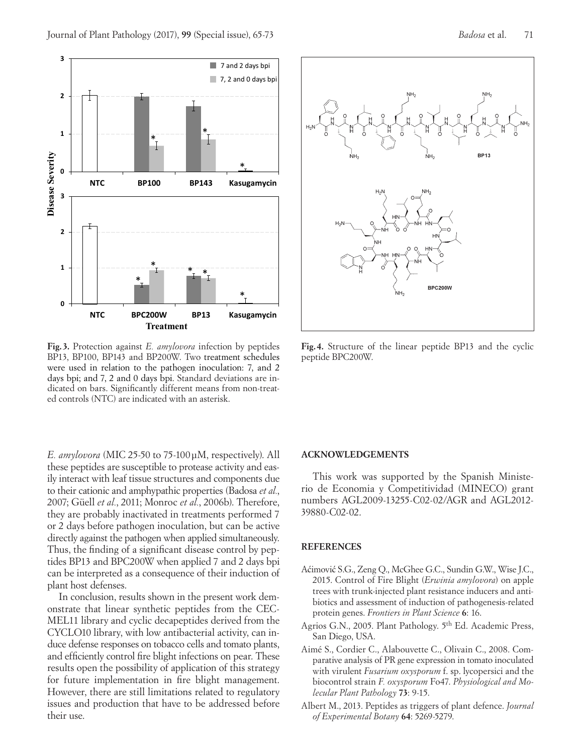**Fig. 3.** Protection against *E. amylovora* infection by peptides BP13, BP100, BP143 and BP200W. Two treatment schedules were used in relation to the pathogen inoculation: 7, and 2 days bpi; and 7, 2 and 0 days bpi. Standard deviations are indicated on bars. Significantly different means from non-treated controls (NTC) are indicated with an asterisk.

**Fig. 4.** Structure of the linear peptide BP13 and the cyclic peptide BPC200W.

*E. amylovora* (MIC 25-50 to 75-100 µM, respectively). All these peptides are susceptible to protease activity and easily interact with leaf tissue structures and components due to their cationic and amphypathic properties (Badosa *et al*., 2007; Güell *et al*., 2011; Monroc *et al*., 2006b). Therefore, they are probably inactivated in treatments performed 7 or 2 days before pathogen inoculation, but can be active directly against the pathogen when applied simultaneously. Thus, the finding of a significant disease control by peptides BP13 and BPC200W when applied 7 and 2 days bpi can be interpreted as a consequence of their induction of plant host defenses.

In conclusion, results shown in the present work demonstrate that linear synthetic peptides from the CECMEL11 library and cyclic decapeptides derived from the CYCLO10 library, with low antibacterial activity, can induce defense responses on tobacco cells and tomato plants, and efficiently control fire blight infections on pear. These results open the possibility of application of this strategy for future implementation in fire blight management. However, there are still limitations related to regulatory issues and production that have to be addressed before their use.

## ACKNOWLEDGEMENTS

This work was supported by the Spanish Ministerio de Economia y Competitividad (MINECO) grant numbers AGL2009-13255-C02-02/AGR and AGL2012-39880-C02-02.

## REFERENCES

Aćimović S.G., Zeng Q., McGhee G.C., Sundin G.W., Wise J.C., 2015. Control of Fire Blight (*Erwinia amylovora*) on apple trees with trunk-injected plant resistance inducers and antibiotics and assessment of induction of pathogenesis-related protein genes. *Frontiers in Plant Science* **6**: 16.

Agrios G.N., 2005. Plant Pathology. 5th Ed. Academic Press, San Diego, USA.

Aimé S., Cordier C., Alabouvette C., Olivain C., 2008. Comparative analysis of PR gene expression in tomato inoculated with virulent *Fusarium oxysporum* f. sp. lycopersici and the biocontrol strain *F. oxysporum* Fo47. *Physiological and Molecular Plant Pathology* **73**: 9-15.

Albert M., 2013. Peptides as triggers of plant defence. *Journal of Experimental Botany* **64**: 5269-5279.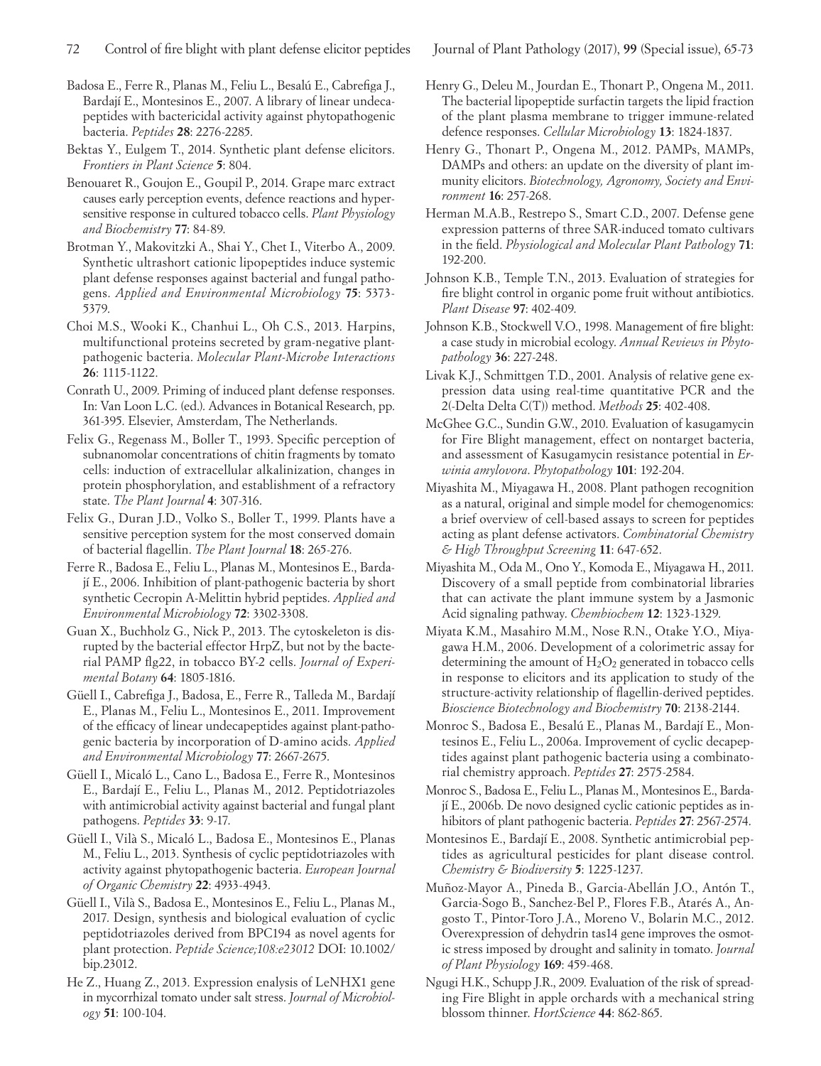Badosa E., Ferre R., Planas M., Feliu L., Besalú E., Cabrefiga J., Bardají E., Montesinos E., 2007. A library of linear undecapeptides with bactericidal activity against phytopathogenic bacteria. *Peptides* **28**: 2276-2285.

Bektas Y., Eulgem T., 2014. Synthetic plant defense elicitors. *Frontiers in Plant Science* **5**: 804.

Benouaret R., Goujon E., Goupil P., 2014. Grape marc extract causes early perception events, defence reactions and hypersensitive response in cultured tobacco cells. *Plant Physiology and Biochemistry* **77**: 84-89.

Brotman Y., Makovitzki A., Shai Y., Chet I., Viterbo A., 2009. Synthetic ultrashort cationic lipopeptides induce systemic plant defense responses against bacterial and fungal pathogens. *Applied and Environmental Microbiology* **75**: 5373-5379.

Choi M.S., Wooki K., Chanhui L., Oh C.S., 2013. Harpins, multifunctional proteins secreted by gram-negative plant-pathogenic bacteria. *Molecular Plant-Microbe Interactions* **26**: 1115-1122.

Conrath U., 2009. Priming of induced plant defense responses. In: Van Loon L.C. (ed.). Advances in Botanical Research, pp. 361-395. Elsevier, Amsterdam, The Netherlands.

Felix G., Regenass M., Boller T., 1993. Specific perception of subnanomolar concentrations of chitin fragments by tomato cells: induction of extracellular alkalinization, changes in protein phosphorylation, and establishment of a refractory state. *The Plant Journal* **4**: 307-316.

Felix G., Duran J.D., Volko S., Boller T., 1999. Plants have a sensitive perception system for the most conserved domain of bacterial flagellin. *The Plant Journal* **18**: 265-276.

Ferre R., Badosa E., Feliu L., Planas M., Montesinos E., Bardají E., 2006. Inhibition of plant-pathogenic bacteria by short synthetic Cecropin A-Melittin hybrid peptides. *Applied and Environmental Microbiology* **72**: 3302-3308.

Guan X., Buchholz G., Nick P., 2013. The cytoskeleton is disrupted by the bacterial effector HrpZ, but not by the bacterial PAMP flg22, in tobacco BY-2 cells. *Journal of Experimental Botany* **64**: 1805-1816.

Güell I., Cabrefiga J., Badosa, E., Ferre R., Talleda M., Bardají E., Planas M., Feliu L., Montesinos E., 2011. Improvement of the efficacy of linear undecapeptides against plant-pathogenic bacteria by incorporation of D-amino acids. *Applied and Environmental Microbiology* **77**: 2667-2675.

Güell I., Micaló L., Cano L., Badosa E., Ferre R., Montesinos E., Bardají E., Feliu L., Planas M., 2012. Peptidotriazoles with antimicrobial activity against bacterial and fungal plant pathogens. *Peptides* **33**: 9-17.

Güell I., Vilà S., Micaló L., Badosa E., Montesinos E., Planas M., Feliu L., 2013. Synthesis of cyclic peptidotriazoles with activity against phytopathogenic bacteria. *European Journal of Organic Chemistry* **22**: 4933-4943.

Güell I., Vilà S., Badosa E., Montesinos E., Feliu L., Planas M., 2017. Design, synthesis and biological evaluation of cyclic peptidotriazoles derived from BPC194 as novel agents for plant protection. *Peptide Science;108:e23012* DOI: 10.1002/bip.23012.

He Z., Huang Z., 2013. Expression analysis of LeNHX1 gene in mycorrhizal tomato under salt stress. *Journal of Microbiology* **51**: 100-104.

Henry G., Deleu M., Jourdan E., Thonart P., Ongena M., 2011. The bacterial lipopeptide surfactin targets the lipid fraction of the plant plasma membrane to trigger immune-related defence responses. *Cellular Microbiology* **13**: 1824-1837.

Henry G., Thonart P., Ongena M., 2012. PAMPs, MAMPs, DAMPs and others: an update on the diversity of plant immunity elicitors. *Biotechnology, Agronomy, Society and Environment* **16**: 257-268.

Herman M.A.B., Restrepo S., Smart C.D., 2007. Defense gene expression patterns of three SAR-induced tomato cultivars in the field. *Physiological and Molecular Plant Pathology* **71**: 192-200.

Johnson K.B., Temple T.N., 2013. Evaluation of strategies for fire blight control in organic pome fruit without antibiotics. *Plant Disease* **97**: 402-409.

Johnson K.B., Stockwell V.O., 1998. Management of fire blight: a case study in microbial ecology. *Annual Reviews in Phytopathology* **36**: 227-248.

Livak K.J., Schmittgen T.D., 2001. Analysis of relative gene expression data using real-time quantitative PCR and the 2(-Delta Delta C(T)) method. *Methods* **25**: 402-408.

McGhee G.C., Sundin G.W., 2010. Evaluation of kasugamycin for Fire Blight management, effect on nontarget bacteria, and assessment of Kasugamycin resistance potential in *Erwinia amylovora*. *Phytopathology* **101**: 192-204.

Miyashita M., Miyagawa H., 2008. Plant pathogen recognition as a natural, original and simple model for chemogenomics: a brief overview of cell-based assays to screen for peptides acting as plant defense activators. *Combinatorial Chemistry & High Throughput Screening* **11**: 647-652.

Miyashita M., Oda M., Ono Y., Komoda E., Miyagawa H., 2011. Discovery of a small peptide from combinatorial libraries that can activate the plant immune system by a Jasmonic Acid signaling pathway. *Chembiochem* **12**: 1323-1329.

Miyata K.M., Masahiro M.M., Nose R.N., Otake Y.O., Miyagawa H.M., 2006. Development of a colorimetric assay for determining the amount of $H_2O_2$ generated in tobacco cells in response to elicitors and its application to study of the structure-activity relationship of flagellin-derived peptides. *Bioscience Biotechnology and Biochemistry* **70**: 2138-2144.

Monroc S., Badosa E., Besalú E., Planas M., Bardají E., Montesinos E., Feliu L., 2006a. Improvement of cyclic decapeptides against plant pathogenic bacteria using a combinatorial chemistry approach. *Peptides* **27**: 2575-2584.

Monroc S., Badosa E., Feliu L., Planas M., Montesinos E., Bardají E., 2006b. De novo designed cyclic cationic peptides as inhibitors of plant pathogenic bacteria. *Peptides* **27**: 2567-2574.

Montesinos E., Bardají E., 2008. Synthetic antimicrobial peptides as agricultural pesticides for plant disease control. *Chemistry & Biodiversity* **5**: 1225-1237.

Muñoz-Mayor A., Pineda B., Garcia-Abellán J.O., Antón T., Garcia-Sogo B., Sanchez-Bel P., Flores F.B., Atarés A., Angosto T., Pintor-Toro J.A., Moreno V., Bolarin M.C., 2012. Overexpression of dehydrin tas14 gene improves the osmotic stress imposed by drought and salinity in tomato. *Journal of Plant Physiology* **169**: 459-468.

Ngugi H.K., Schupp J.R., 2009. Evaluation of the risk of spreading Fire Blight in apple orchards with a mechanical string blossom thinner. *HortScience* **44**: 862-865.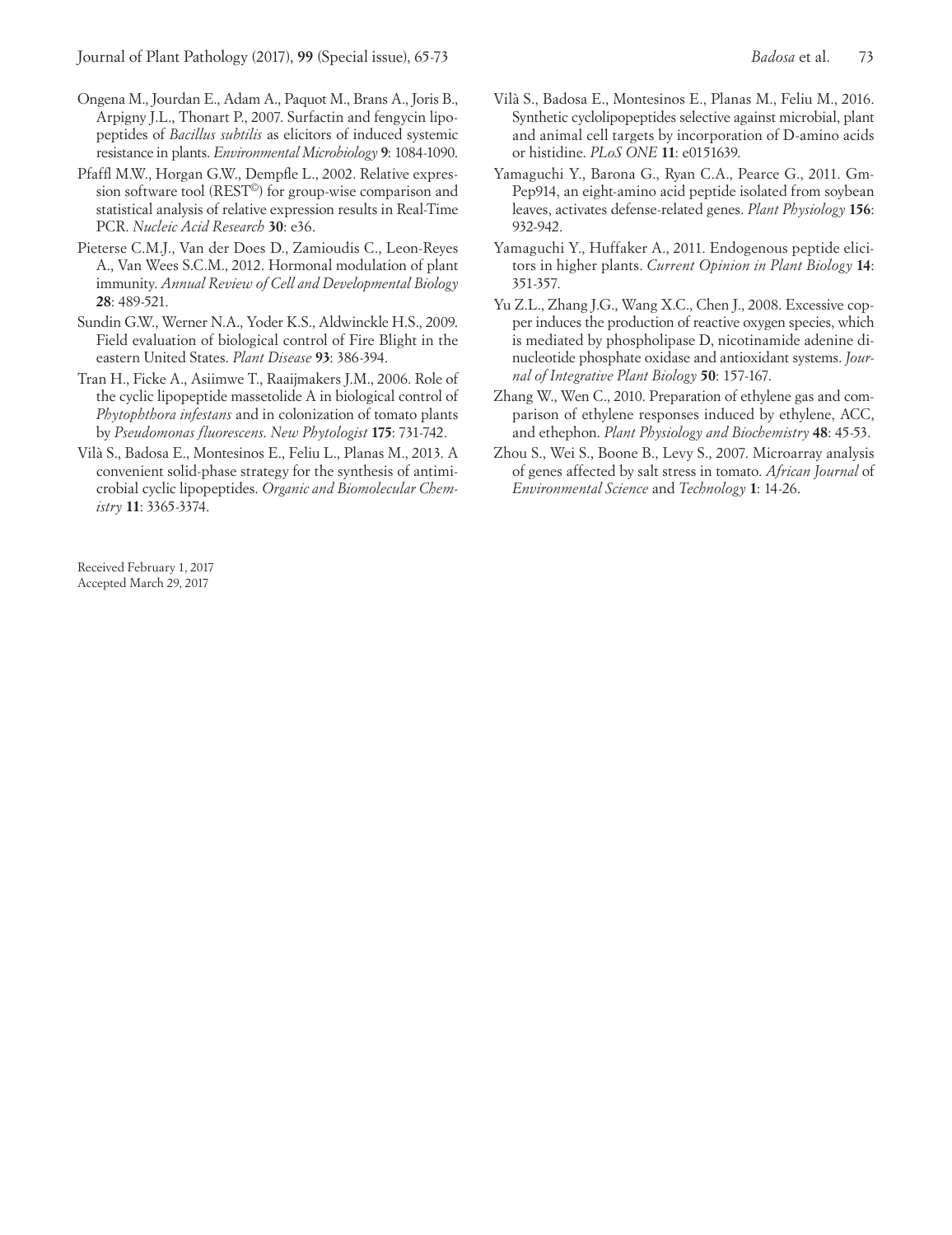Ongena M., Jourdan E., Adam A., Paquot M., Brans A., Joris B., Arpigny J.L., Thonart P., 2007. Surfactin and fengycin lipopeptides of *Bacillus subtilis* as elicitors of induced systemic resistance in plants. *Environmental Microbiology* **9**: 1084-1090.

Pfaffl M.W., Horgan G.W., Dempfle L., 2002. Relative expression software tool (REST©) for group-wise comparison and statistical analysis of relative expression results in Real-Time PCR. *Nucleic Acid Research* **30**: e36.

Pieterse C.M.J., Van der Does D., Zamioudis C., Leon-Reyes A., Van Wees S.C.M., 2012. Hormonal modulation of plant immunity. *Annual Review of Cell and Developmental Biology* **28**: 489-521.

Sundin G.W., Werner N.A., Yoder K.S., Aldwinckle H.S., 2009. Field evaluation of biological control of Fire Blight in the eastern United States. *Plant Disease* **93**: 386-394.

Tran H., Ficke A., Asiimwe T., Raaijmakers J.M., 2006. Role of the cyclic lipopeptide massetolide A in biological control of *Phytophthora infestans* and in colonization of tomato plants by *Pseudomonas fluorescens*. *New Phytologist* **175**: 731-742.

Vilà S., Badosa E., Montesinos E., Feliu L., Planas M., 2013. A convenient solid-phase strategy for the synthesis of antimicrobial cyclic lipopeptides. *Organic and Biomolecular Chemistry* **11**: 3365-3374.

Vilà S., Badosa E., Montesinos E., Planas M., Feliu M., 2016. Synthetic cyclolipopeptides selective against microbial, plant and animal cell targets by incorporation of D-amino acids or histidine. *PLoS ONE* **11**: e0151639.

Yamaguchi Y., Barona G., Ryan C.A., Pearce G., 2011. GmPep914, an eight-amino acid peptide isolated from soybean leaves, activates defense-related genes. *Plant Physiology* **156**: 932-942.

Yamaguchi Y., Huffaker A., 2011. Endogenous peptide elicitors in higher plants. *Current Opinion in Plant Biology* **14**: 351-357.

Yu Z.L., Zhang J.G., Wang X.C., Chen J., 2008. Excessive copper induces the production of reactive oxygen species, which is mediated by phospholipase D, nicotinamide adenine dinucleotide phosphate oxidase and antioxidant systems. *Journal of Integrative Plant Biology* **50**: 157-167.

Zhang W., Wen C., 2010. Preparation of ethylene gas and comparison of ethylene responses induced by ethylene, ACC, and ethephon. *Plant Physiology and Biochemistry* **48**: 45-53.

Zhou S., Wei S., Boone B., Levy S., 2007. Microarray analysis of genes affected by salt stress in tomato. *African Journal* of *Environmental Science* and *Technology* **1**: 14-26.

Received February 1, 2017
Accepted March 29, 2017